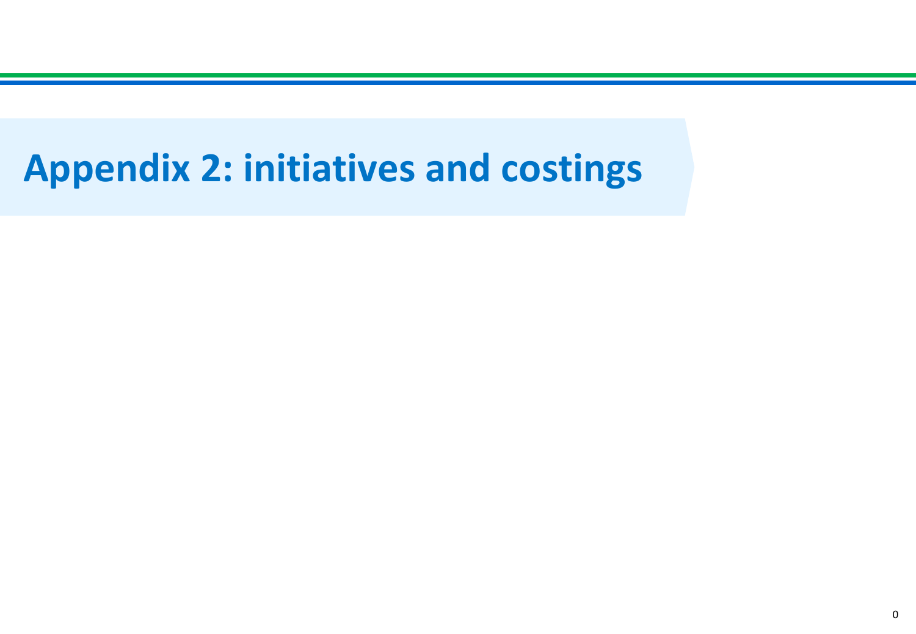# Appendix 2: initiatives and costings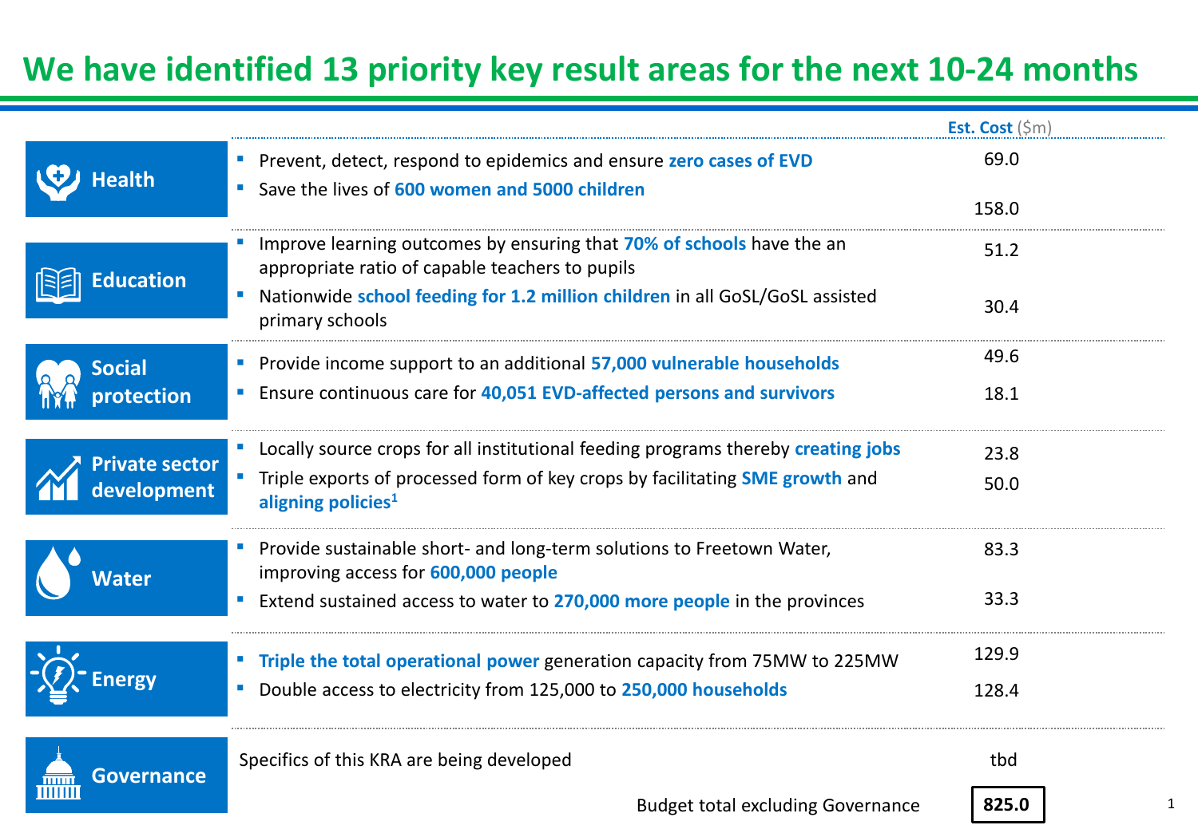# We have identified 13 priority key result areas for the next 10-24 months

| Area | Key result area | Est. Cost ($m) |
|---|---|---|
| Health | Prevent, detect, respond to epidemics and ensure **zero cases of EVD** | 69.0 |
| | Save the lives of **600 women and 5000 children** | 158.0 |
| Education | Improve learning outcomes by ensuring that **70% of schools** have the an appropriate ratio of capable teachers to pupils | 51.2 |
| | Nationwide **school feeding for 1.2 million children** in all GoSL/GoSL assisted primary schools | 30.4 |
| Social protection | Provide income support to an additional **57,000 vulnerable households** | 49.6 |
| | Ensure continuous care for **40,051 EVD-affected persons and survivors** | 18.1 |
| Private sector development | Locally source crops for all institutional feeding programs thereby **creating jobs** | 23.8 |
| | Triple exports of processed form of key crops by facilitating **SME growth** and **aligning policies**[1] | 50.0 |
| Water | Provide sustainable short- and long-term solutions to Freetown Water, improving access for **600,000 people** | 83.3 |
| | Extend sustained access to water to **270,000 more people** in the provinces | 33.3 |
| Energy | **Triple the total operational power** generation capacity from 75MW to 225MW | 129.9 |
| | Double access to electricity from 125,000 to **250,000 households** | 128.4 |
| Governance | Specifics of this KRA are being developed | tbd |
| | Budget total excluding Governance | **825.0** |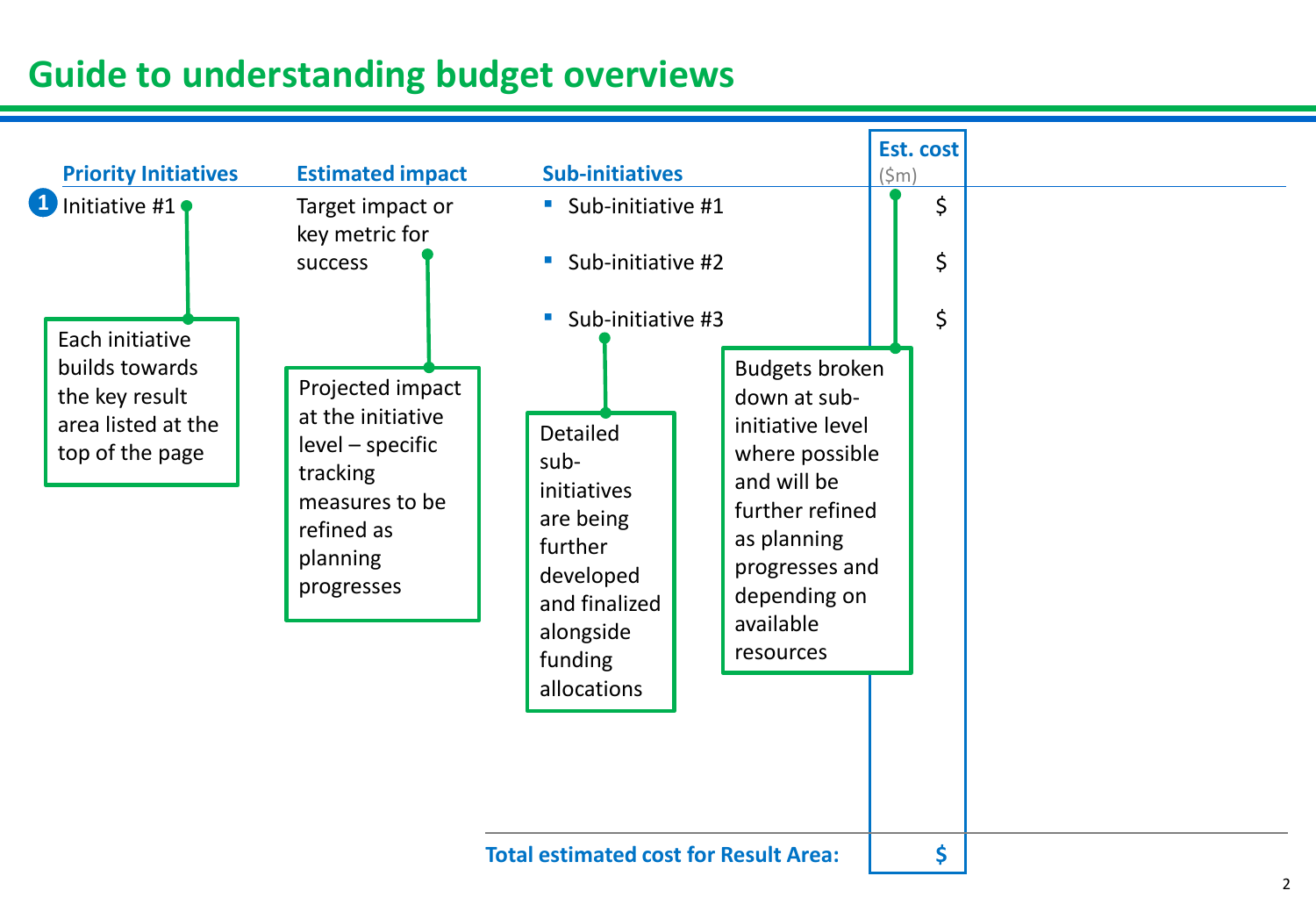# Guide to understanding budget overviews

| | Priority Initiatives | Estimated impact | Sub-initiatives | Est. cost ($m) |
|---|---|---|---|---|
| 1 | Initiative #1 | Target impact or key metric for success | Sub-initiative #1 | $ |
| | | | Sub-initiative #2 | $ |
| | | | Sub-initiative #3 | $ |
| | | | **Total estimated cost for Result Area:** | **$** |

- **Priority Initiatives:** Each initiative builds towards the key result area listed at the top of the page
- **Estimated impact:** Projected impact at the initiative level – specific tracking measures to be refined as planning progresses
- **Sub-initiatives:** Detailed sub-initiatives are being further developed and finalized alongside funding allocations
- **Est. cost:** Budgets broken down at sub-initiative level where possible and will be further refined as planning progresses and depending on available resources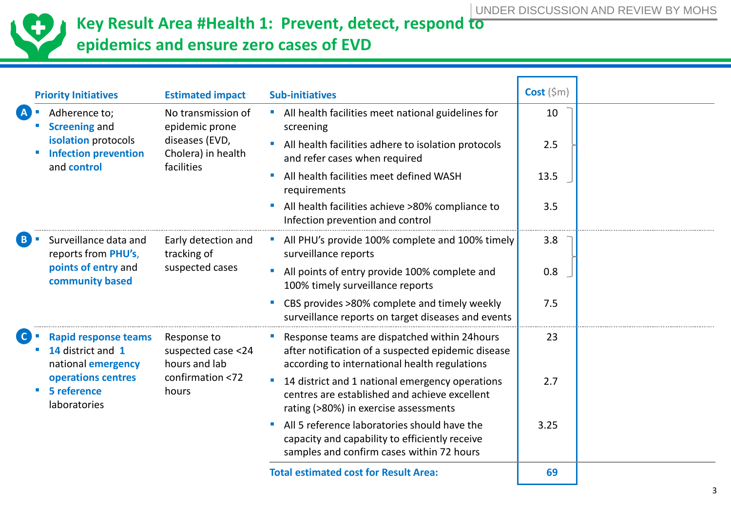UNDER DISCUSSION AND REVIEW BY MOHS

# Key Result Area #Health 1: Prevent, detect, respond to epidemics and ensure zero cases of EVD

| | Priority Initiatives | Estimated impact | Sub-initiatives | Cost ($m) |
|---|---|---|---|---|
| A | ▪ Adherence to;<br>▪ **Screening** and **isolation** protocols<br>▪ **Infection prevention** and **control** | No transmission of epidemic prone diseases (EVD, Cholera) in health facilities | ▪ All health facilities meet national guidelines for screening | 10 |
| | | | ▪ All health facilities adhere to isolation protocols and refer cases when required | 2.5 |
| | | | ▪ All health facilities meet defined WASH requirements | 13.5 |
| | | | ▪ All health facilities achieve >80% compliance to Infection prevention and control | 3.5 |
| B | ▪ Surveillance data and reports from **PHU's, points of entry** and **community based** | Early detection and tracking of suspected cases | ▪ All PHU's provide 100% complete and 100% timely surveillance reports | 3.8 |
| | | | ▪ All points of entry provide 100% complete and 100% timely surveillance reports | 0.8 |
| | | | ▪ CBS provides >80% complete and timely weekly surveillance reports on target diseases and events | 7.5 |
| C | ▪ **Rapid response teams**<br>▪ **14** district and **1** national **emergency operations centres**<br>▪ **5 reference** laboratories | Response to suspected case <24 hours and lab confirmation <72 hours | ▪ Response teams are dispatched within 24hours after notification of a suspected epidemic disease according to international health regulations | 23 |
| | | | ▪ 14 district and 1 national emergency operations centres are established and achieve excellent rating (>80%) in exercise assessments | 2.7 |
| | | | ▪ All 5 reference laboratories should have the capacity and capability to efficiently receive samples and confirm cases within 72 hours | 3.25 |
| | | | **Total estimated cost for Result Area:** | **69** |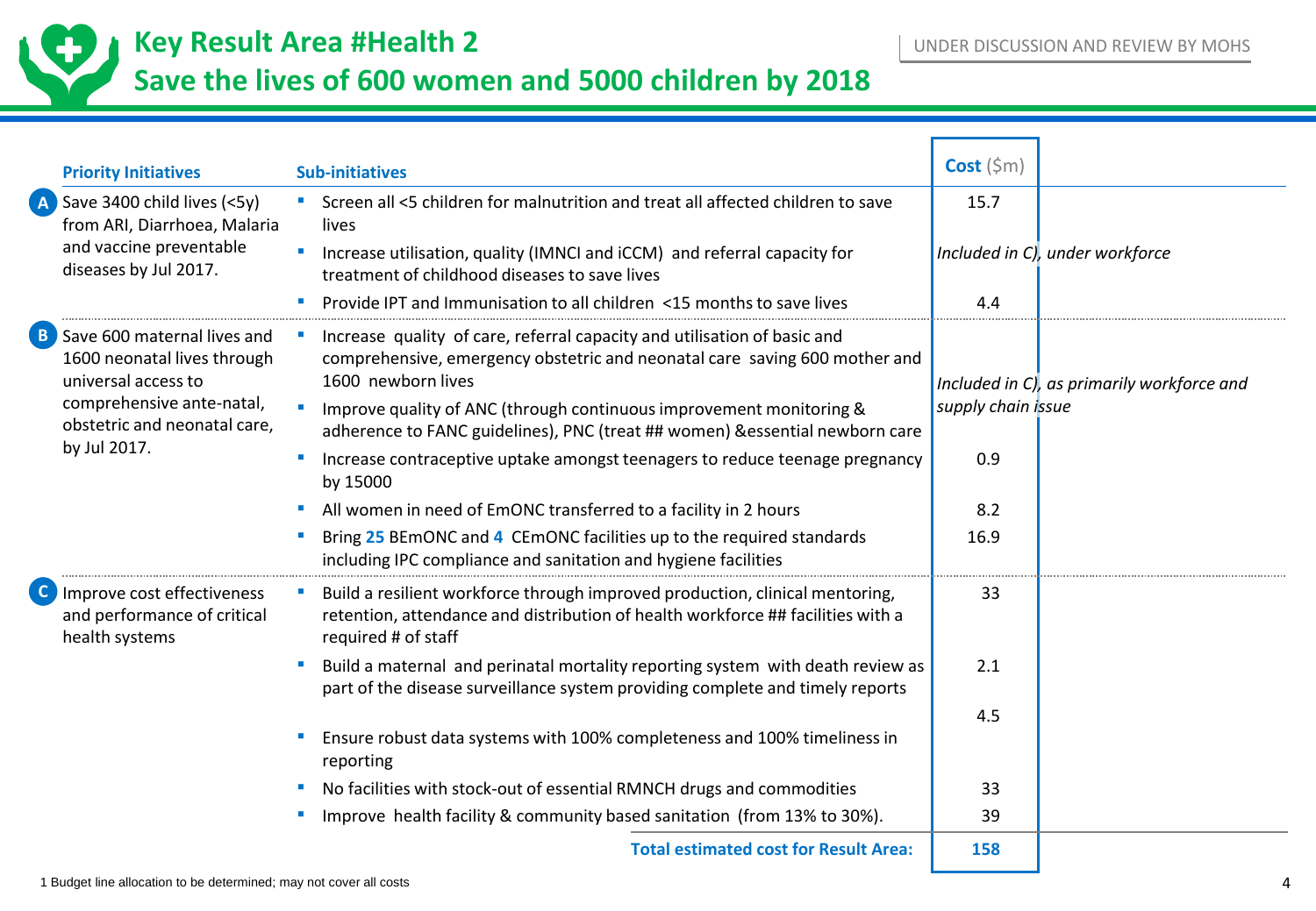# Key Result Area #Health 2

## Save the lives of 600 women and 5000 children by 2018

UNDER DISCUSSION AND REVIEW BY MOHS

| Priority Initiatives | Sub-initiatives | Cost ($m) |
|---|---|---|
| **A** Save 3400 child lives (<5y) from ARI, Diarrhoea, Malaria and vaccine preventable diseases by Jul 2017. | Screen all <5 children for malnutrition and treat all affected children to save lives | 15.7 |
| | Increase utilisation, quality (IMNCI and iCCM) and referral capacity for treatment of childhood diseases to save lives | *Included in C), under workforce* |
| | Provide IPT and Immunisation to all children <15 months to save lives | 4.4 |
| **B** Save 600 maternal lives and 1600 neonatal lives through universal access to comprehensive ante-natal, obstetric and neonatal care, by Jul 2017. | Increase quality of care, referral capacity and utilisation of basic and comprehensive, emergency obstetric and neonatal care saving 600 mother and 1600 newborn lives | *Included in C), as primarily workforce and supply chain issue* |
| | Improve quality of ANC (through continuous improvement monitoring & adherence to FANC guidelines), PNC (treat ## women) &essential newborn care | |
| | Increase contraceptive uptake amongst teenagers to reduce teenage pregnancy by 15000 | 0.9 |
| | All women in need of EmONC transferred to a facility in 2 hours | 8.2 |
| | Bring **25** BEmONC and **4** CEmONC facilities up to the required standards including IPC compliance and sanitation and hygiene facilities | 16.9 |
| **C** Improve cost effectiveness and performance of critical health systems | Build a resilient workforce through improved production, clinical mentoring, retention, attendance and distribution of health workforce ## facilities with a required # of staff | 33 |
| | Build a maternal and perinatal mortality reporting system with death review as part of the disease surveillance system providing complete and timely reports | 2.1 |
| | Ensure robust data systems with 100% completeness and 100% timeliness in reporting | 4.5 |
| | No facilities with stock-out of essential RMNCH drugs and commodities | 33 |
| | Improve health facility & community based sanitation (from 13% to 30%). | 39 |
| | **Total estimated cost for Result Area:** | **158** |

1 Budget line allocation to be determined; may not cover all costs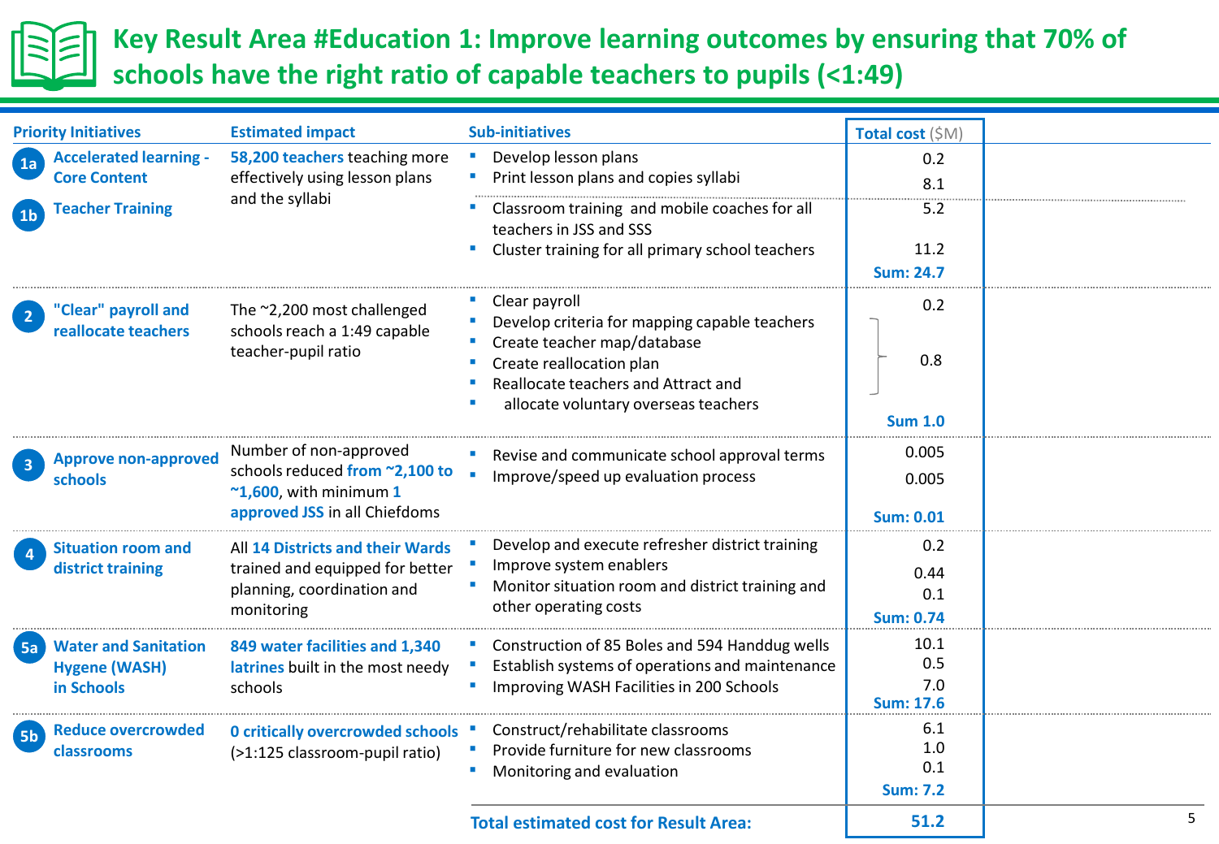# Key Result Area #Education 1: Improve learning outcomes by ensuring that 70% of schools have the right ratio of capable teachers to pupils (<1:49)

| Priority Initiatives | Estimated impact | Sub-initiatives | Total cost ($M) |
|---|---|---|---|
| **1a Accelerated learning - Core Content** | **58,200 teachers** teaching more effectively using lesson plans and the syllabi | Develop lesson plans | 0.2 |
| | | Print lesson plans and copies syllabi | 8.1 |
| **1b Teacher Training** | | Classroom training and mobile coaches for all teachers in JSS and SSS | 5.2 |
| | | Cluster training for all primary school teachers | 11.2 |
| | | | **Sum: 24.7** |
| **2 "Clear" payroll and reallocate teachers** | The ~2,200 most challenged schools reach a 1:49 capable teacher-pupil ratio | Clear payroll | 0.2 |
| | | Develop criteria for mapping capable teachers; Create teacher map/database; Create reallocation plan; Reallocate teachers and Attract and allocate voluntary overseas teachers | 0.8 |
| | | | **Sum 1.0** |
| **3 Approve non-approved schools** | Number of non-approved schools reduced **from ~2,100 to ~1,600**, with minimum **1 approved JSS** in all Chiefdoms | Revise and communicate school approval terms | 0.005 |
| | | Improve/speed up evaluation process | 0.005 |
| | | | **Sum: 0.01** |
| **4 Situation room and district training** | All **14 Districts and their Wards** trained and equipped for better planning, coordination and monitoring | Develop and execute refresher district training | 0.2 |
| | | Improve system enablers | 0.44 |
| | | Monitor situation room and district training and other operating costs | 0.1 |
| | | | **Sum: 0.74** |
| **5a Water and Sanitation Hygene (WASH) in Schools** | **849 water facilities and 1,340 latrines** built in the most needy schools | Construction of 85 Boles and 594 Handdug wells | 10.1 |
| | | Establish systems of operations and maintenance | 0.5 |
| | | Improving WASH Facilities in 200 Schools | 7.0 |
| | | | **Sum: 17.6** |
| **5b Reduce overcrowded classrooms** | **0 critically overcrowded schools** (>1:125 classroom-pupil ratio) | Construct/rehabilitate classrooms | 6.1 |
| | | Provide furniture for new classrooms | 1.0 |
| | | Monitoring and evaluation | 0.1 |
| | | | **Sum: 7.2** |
| | | **Total estimated cost for Result Area:** | **51.2** |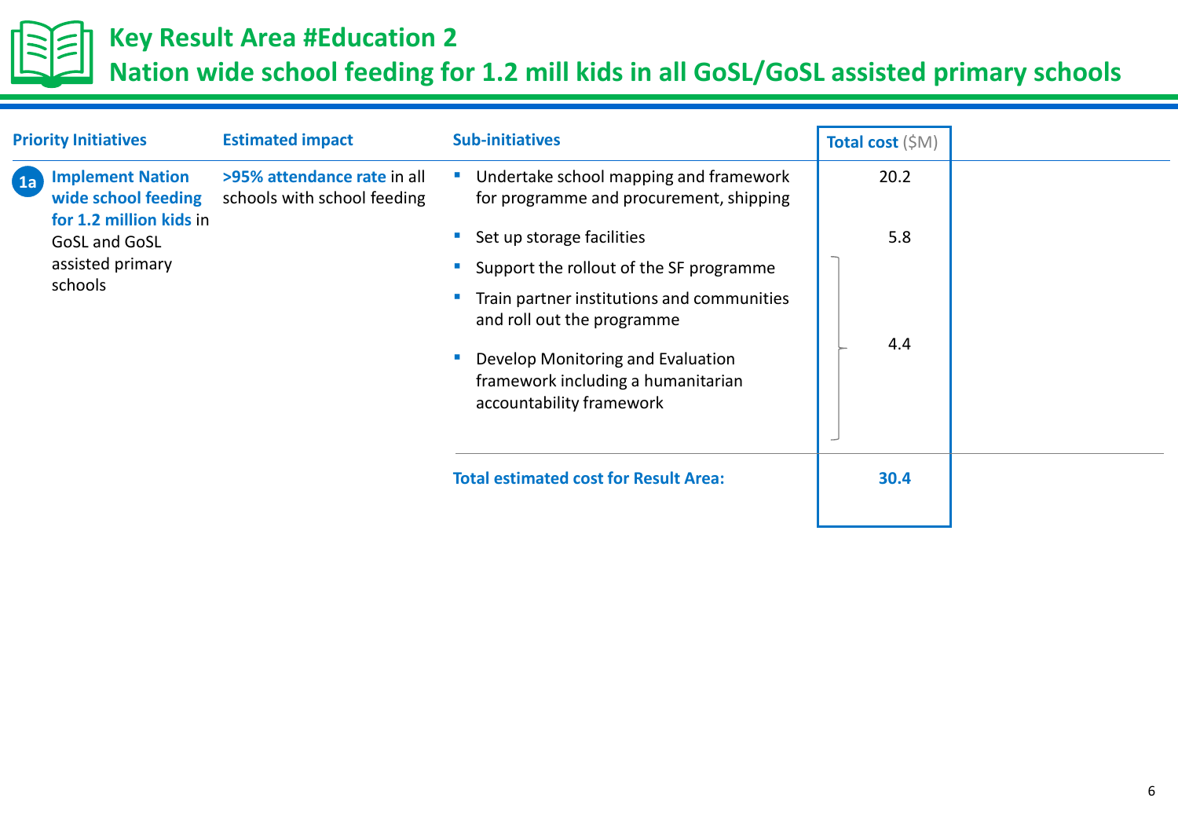# Key Result Area #Education 2

## Nation wide school feeding for 1.2 mill kids in all GoSL/GoSL assisted primary schools

| Priority Initiatives | Estimated impact | Sub-initiatives | Total cost ($M) |
|---|---|---|---|
| 1a **Implement Nation wide school feeding for 1.2 million kids** in GoSL and GoSL assisted primary schools | **>95% attendance rate** in all schools with school feeding | Undertake school mapping and framework for programme and procurement, shipping | 20.2 |
| | | Set up storage facilities | 5.8 |
| | | Support the rollout of the SF programme<br>Train partner institutions and communities and roll out the programme<br>Develop Monitoring and Evaluation framework including a humanitarian accountability framework | 4.4 |
| | | **Total estimated cost for Result Area:** | **30.4** |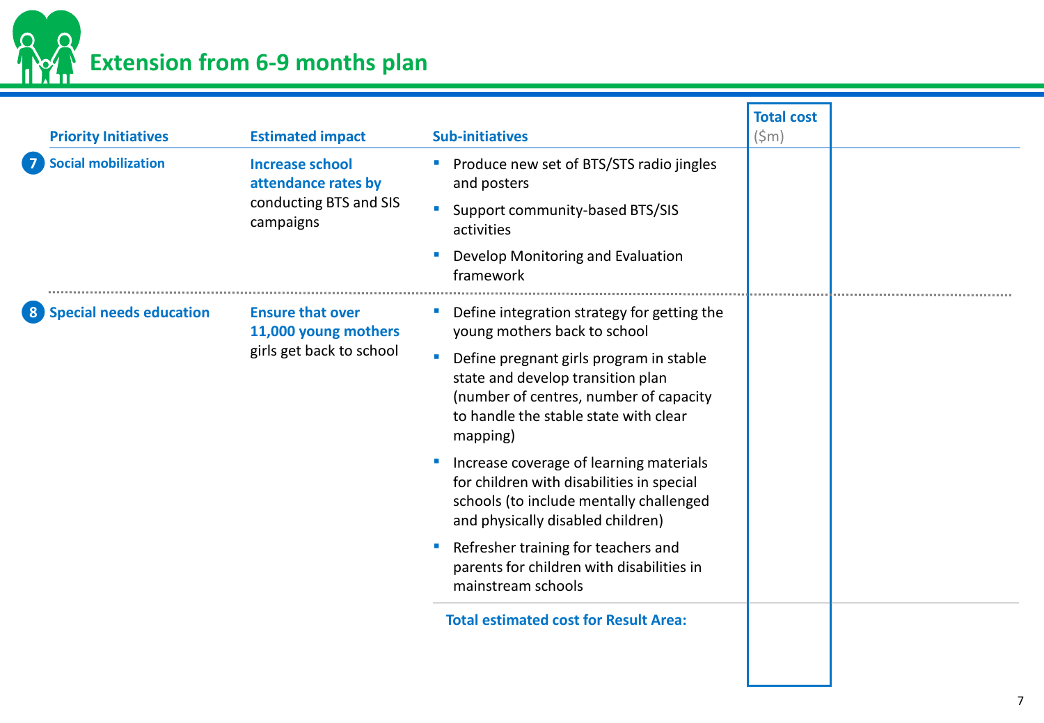# Extension from 6-9 months plan

| Priority Initiatives | Estimated impact | Sub-initiatives | Total cost ($m) |
|---|---|---|---|
| 7 Social mobilization | **Increase school attendance rates by** conducting BTS and SIS campaigns | ▪ Produce new set of BTS/STS radio jingles and posters<br>▪ Support community-based BTS/SIS activities<br>▪ Develop Monitoring and Evaluation framework | |
| 8 Special needs education | **Ensure that over 11,000 young mothers** girls get back to school | ▪ Define integration strategy for getting the young mothers back to school<br>▪ Define pregnant girls program in stable state and develop transition plan (number of centres, number of capacity to handle the stable state with clear mapping)<br>▪ Increase coverage of learning materials for children with disabilities in special schools (to include mentally challenged and physically disabled children)<br>▪ Refresher training for teachers and parents for children with disabilities in mainstream schools | |
| | | **Total estimated cost for Result Area:** | |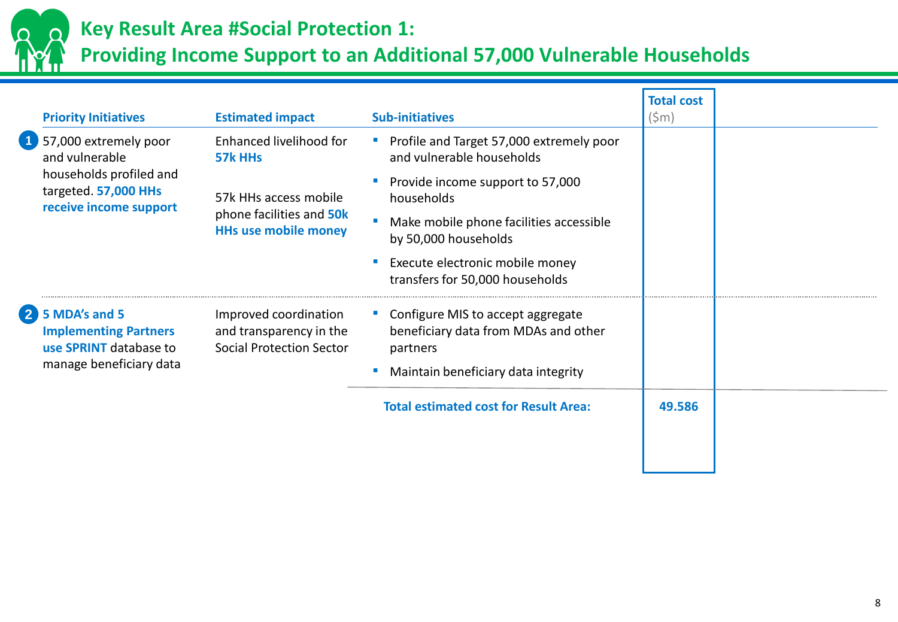# Key Result Area #Social Protection 1: Providing Income Support to an Additional 57,000 Vulnerable Households

| Priority Initiatives | Estimated impact | Sub-initiatives | Total cost ($m) |
|---|---|---|---|
| 1. 57,000 extremely poor and vulnerable households profiled and targeted. **57,000 HHs receive income support** | Enhanced livelihood for **57k HHs**<br><br>57k HHs access mobile phone facilities and **50k HHs use mobile money** | ▪ Profile and Target 57,000 extremely poor and vulnerable households<br>▪ Provide income support to 57,000 households<br>▪ Make mobile phone facilities accessible by 50,000 households<br>▪ Execute electronic mobile money transfers for 50,000 households | |
| 2. **5 MDA's and 5 Implementing Partners use SPRINT** database to manage beneficiary data | Improved coordination and transparency in the Social Protection Sector | ▪ Configure MIS to accept aggregate beneficiary data from MDAs and other partners<br>▪ Maintain beneficiary data integrity | |
| | | **Total estimated cost for Result Area:** | **49.586** |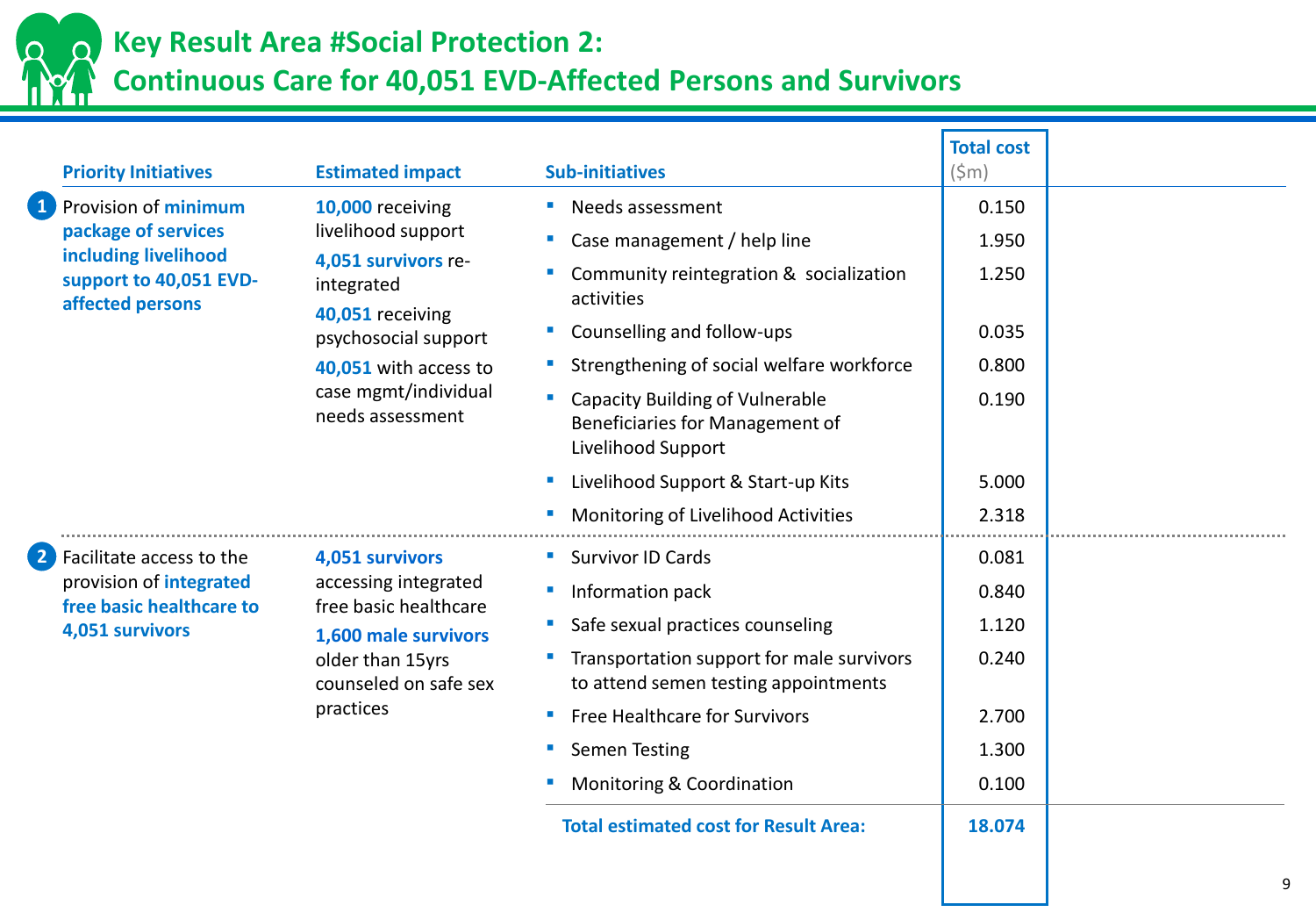# Key Result Area #Social Protection 2:
# Continuous Care for 40,051 EVD-Affected Persons and Survivors

| Priority Initiatives | Estimated impact | Sub-initiatives | Total cost ($m) |
|---|---|---|---|
| 1 Provision of **minimum package of services including livelihood support to 40,051 EVD-affected persons** | **10,000** receiving livelihood support<br>**4,051 survivors** re-integrated<br>**40,051** receiving psychosocial support<br>**40,051** with access to case mgmt/individual needs assessment | Needs assessment | 0.150 |
| | | Case management / help line | 1.950 |
| | | Community reintegration & socialization activities | 1.250 |
| | | Counselling and follow-ups | 0.035 |
| | | Strengthening of social welfare workforce | 0.800 |
| | | Capacity Building of Vulnerable Beneficiaries for Management of Livelihood Support | 0.190 |
| | | Livelihood Support & Start-up Kits | 5.000 |
| | | Monitoring of Livelihood Activities | 2.318 |
| 2 Facilitate access to the provision of **integrated free basic healthcare to 4,051 survivors** | **4,051 survivors** accessing integrated free basic healthcare<br>**1,600 male survivors** older than 15yrs counseled on safe sex practices | Survivor ID Cards | 0.081 |
| | | Information pack | 0.840 |
| | | Safe sexual practices counseling | 1.120 |
| | | Transportation support for male survivors to attend semen testing appointments | 0.240 |
| | | Free Healthcare for Survivors | 2.700 |
| | | Semen Testing | 1.300 |
| | | Monitoring & Coordination | 0.100 |
| | | **Total estimated cost for Result Area:** | **18.074** |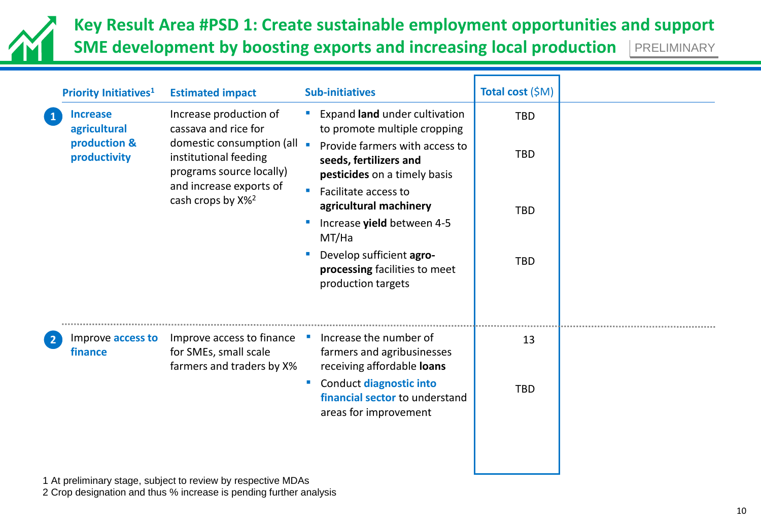# Key Result Area #PSD 1: Create sustainable employment opportunities and support SME development by boosting exports and increasing local production

PRELIMINARY

| Priority Initiatives[1] | Estimated impact | Sub-initiatives | Total cost ($M) |
|---|---|---|---|
| 1 **Increase agricultural production & productivity** | Increase production of cassava and rice for domestic consumption (all institutional feeding programs source locally) and increase exports of cash crops by X%[2] | ▪ Expand **land** under cultivation to promote multiple cropping | TBD |
| | | ▪ Provide farmers with access to **seeds, fertilizers and pesticides** on a timely basis | TBD |
| | | ▪ Facilitate access to **agricultural machinery** | TBD |
| | | ▪ Increase **yield** between 4-5 MT/Ha | |
| | | ▪ Develop sufficient **agro-processing** facilities to meet production targets | TBD |
| 2 Improve **access to finance** | Improve access to finance for SMEs, small scale farmers and traders by X% | ▪ Increase the number of farmers and agribusinesses receiving affordable **loans** | 13 |
| | | ▪ Conduct **diagnostic into financial sector** to understand areas for improvement | TBD |

1 At preliminary stage, subject to review by respective MDAs
2 Crop designation and thus % increase is pending further analysis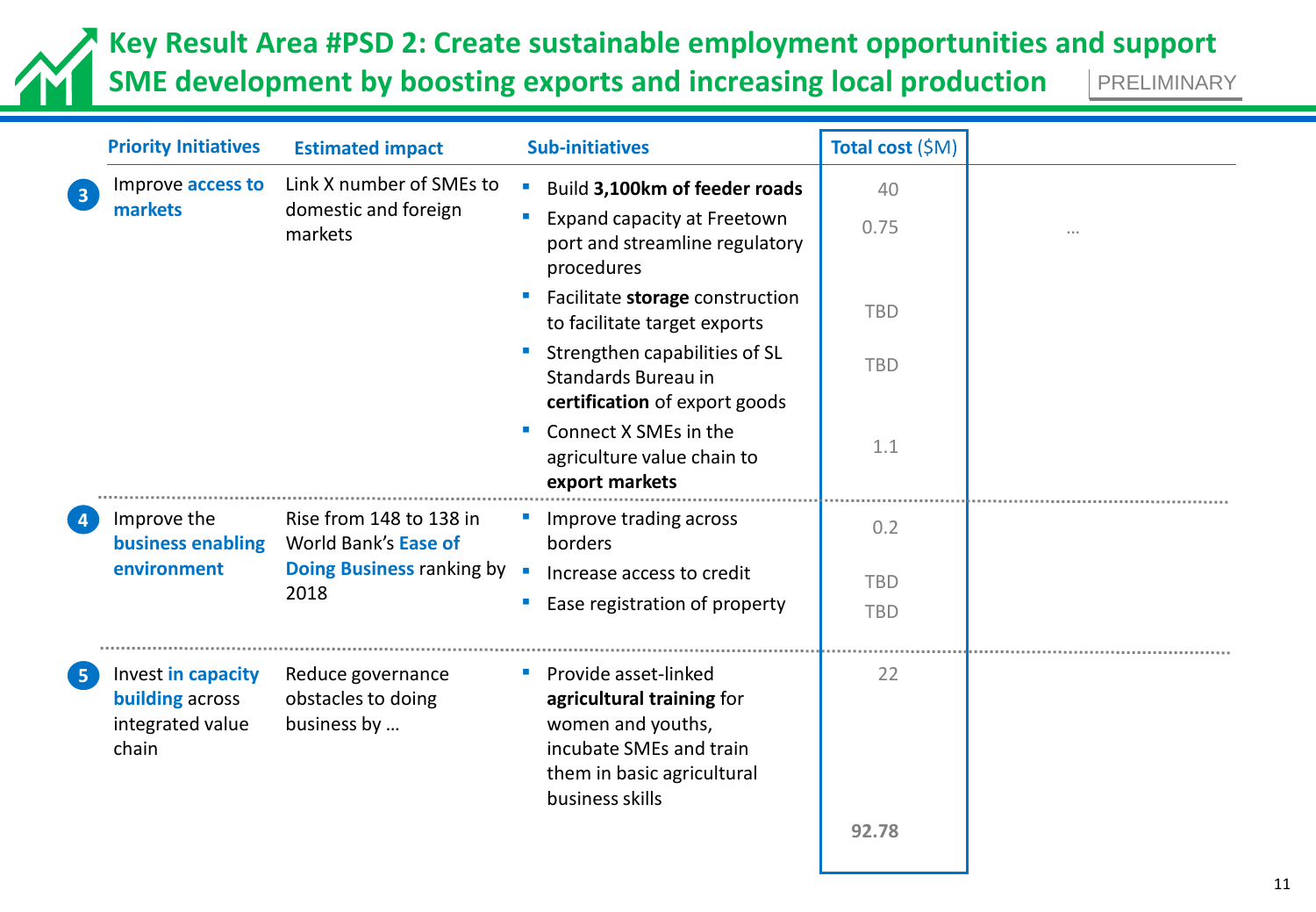# Key Result Area #PSD 2: Create sustainable employment opportunities and support SME development by boosting exports and increasing local production

PRELIMINARY

| | Priority Initiatives | Estimated impact | Sub-initiatives | Total cost ($M) | |
|---|---|---|---|---|---|
| 3 | Improve **access to markets** | Link X number of SMEs to domestic and foreign markets | Build **3,100km of feeder roads** | 40 | |
| | | | Expand capacity at Freetown port and streamline regulatory procedures | 0.75 | … |
| | | | Facilitate **storage** construction to facilitate target exports | TBD | |
| | | | Strengthen capabilities of SL Standards Bureau in **certification** of export goods | TBD | |
| | | | Connect X SMEs in the agriculture value chain to **export markets** | 1.1 | |
| 4 | Improve the **business enabling environment** | Rise from 148 to 138 in World Bank's **Ease of Doing Business** ranking by 2018 | Improve trading across borders | 0.2 | |
| | | | Increase access to credit | TBD | |
| | | | Ease registration of property | TBD | |
| 5 | Invest **in capacity building** across integrated value chain | Reduce governance obstacles to doing business by … | Provide asset-linked **agricultural training** for women and youths, incubate SMEs and train them in basic agricultural business skills | 22 | |
| | | | | **92.78** | |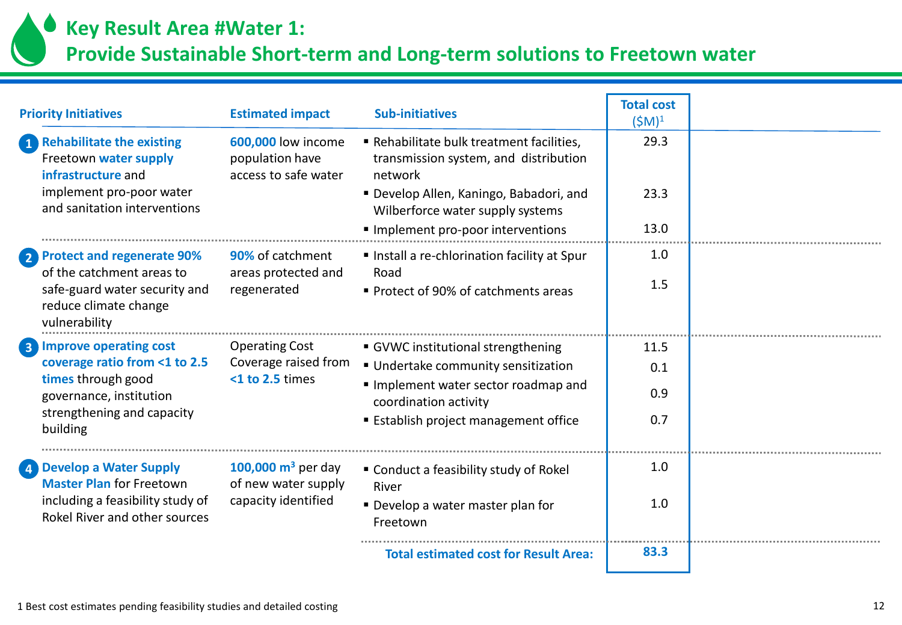# Key Result Area #Water 1: Provide Sustainable Short-term and Long-term solutions to Freetown water

| Priority Initiatives | Estimated impact | Sub-initiatives | Total cost ($M)[1] |
|---|---|---|---|
| 1 **Rehabilitate the existing** Freetown **water supply infrastructure** and implement pro-poor water and sanitation interventions | **600,000** low income population have access to safe water | ▪ Rehabilitate bulk treatment facilities, transmission system, and distribution network | 29.3 |
| | | ▪ Develop Allen, Kaningo, Babadori, and Wilberforce water supply systems | 23.3 |
| | | ▪ Implement pro-poor interventions | 13.0 |
| 2 **Protect and regenerate 90%** of the catchment areas to safe-guard water security and reduce climate change vulnerability | **90%** of catchment areas protected and regenerated | ▪ Install a re-chlorination facility at Spur Road | 1.0 |
| | | ▪ Protect of 90% of catchments areas | 1.5 |
| 3 **Improve operating cost coverage ratio from <1 to 2.5 times** through good governance, institution strengthening and capacity building | Operating Cost Coverage raised from **<1 to 2.5** times | ▪ GVWC institutional strengthening | 11.5 |
| | | ▪ Undertake community sensitization | 0.1 |
| | | ▪ Implement water sector roadmap and coordination activity | 0.9 |
| | | ▪ Establish project management office | 0.7 |
| 4 **Develop a Water Supply Master Plan** for Freetown including a feasibility study of Rokel River and other sources | **100,000 m³** per day of new water supply capacity identified | ▪ Conduct a feasibility study of Rokel River | 1.0 |
| | | ▪ Develop a water master plan for Freetown | 1.0 |
| | | **Total estimated cost for Result Area:** | **83.3** |

1 Best cost estimates pending feasibility studies and detailed costing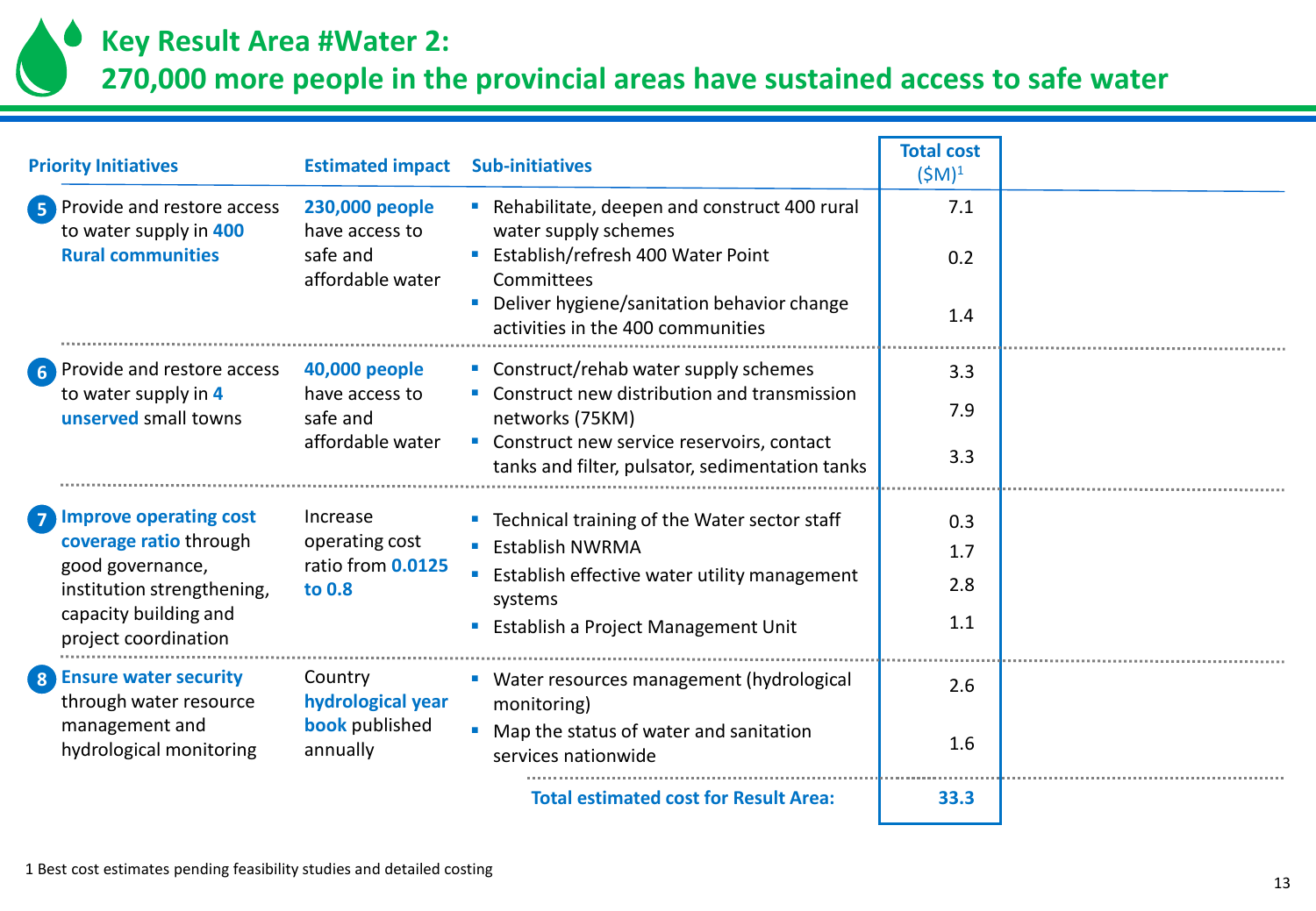# Key Result Area #Water 2:
# 270,000 more people in the provincial areas have sustained access to safe water

| Priority Initiatives | Estimated impact | Sub-initiatives | Total cost ($M)[1] |
|---|---|---|---|
| **5** Provide and restore access to water supply in **400 Rural communities** | **230,000 people** have access to safe and affordable water | Rehabilitate, deepen and construct 400 rural water supply schemes | 7.1 |
| | | Establish/refresh 400 Water Point Committees | 0.2 |
| | | Deliver hygiene/sanitation behavior change activities in the 400 communities | 1.4 |
| **6** Provide and restore access to water supply in **4 unserved** small towns | **40,000 people** have access to safe and affordable water | Construct/rehab water supply schemes | 3.3 |
| | | Construct new distribution and transmission networks (75KM) | 7.9 |
| | | Construct new service reservoirs, contact tanks and filter, pulsator, sedimentation tanks | 3.3 |
| **7** **Improve operating cost coverage ratio** through good governance, institution strengthening, capacity building and project coordination | Increase operating cost ratio from **0.0125 to 0.8** | Technical training of the Water sector staff | 0.3 |
| | | Establish NWRMA | 1.7 |
| | | Establish effective water utility management systems | 2.8 |
| | | Establish a Project Management Unit | 1.1 |
| **8** **Ensure water security** through water resource management and hydrological monitoring | Country **hydrological year book** published annually | Water resources management (hydrological monitoring) | 2.6 |
| | | Map the status of water and sanitation services nationwide | 1.6 |
| | | **Total estimated cost for Result Area:** | **33.3** |

1 Best cost estimates pending feasibility studies and detailed costing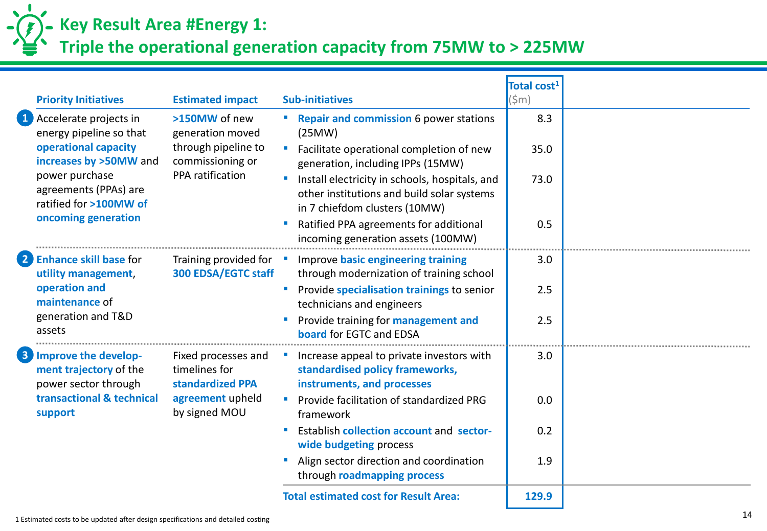# Key Result Area #Energy 1:
# Triple the operational generation capacity from 75MW to > 225MW

| Priority Initiatives | Estimated impact | Sub-initiatives | Total cost[1] ($m) |
|---|---|---|---|
| 1 Accelerate projects in energy pipeline so that **operational capacity increases by >50MW** and power purchase agreements (PPAs) are ratified for **>100MW of oncoming generation** | **>150MW** of new generation moved through pipeline to commissioning or PPA ratification | ▪ **Repair and commission** 6 power stations (25MW) | 8.3 |
| | | ▪ Facilitate operational completion of new generation, including IPPs (15MW) | 35.0 |
| | | ▪ Install electricity in schools, hospitals, and other institutions and build solar systems in 7 chiefdom clusters (10MW) | 73.0 |
| | | ▪ Ratified PPA agreements for additional incoming generation assets (100MW) | 0.5 |
| 2 **Enhance skill base** for **utility management**, **operation and maintenance** of generation and T&D assets | Training provided for **300 EDSA/EGTC staff** | ▪ Improve **basic engineering training** through modernization of training school | 3.0 |
| | | ▪ Provide **specialisation trainings** to senior technicians and engineers | 2.5 |
| | | ▪ Provide training for **management and board** for EGTC and EDSA | 2.5 |
| 3 **Improve the development trajectory** of the power sector through **transactional & technical support** | Fixed processes and timelines for **standardized PPA agreement** upheld by signed MOU | ▪ Increase appeal to private investors with **standardised policy frameworks, instruments, and processes** | 3.0 |
| | | ▪ Provide facilitation of standardized PRG framework | 0.0 |
| | | ▪ Establish **collection account** and **sector-wide budgeting** process | 0.2 |
| | | ▪ Align sector direction and coordination through **roadmapping process** | 1.9 |
| | | **Total estimated cost for Result Area:** | **129.9** |

1 Estimated costs to be updated after design specifications and detailed costing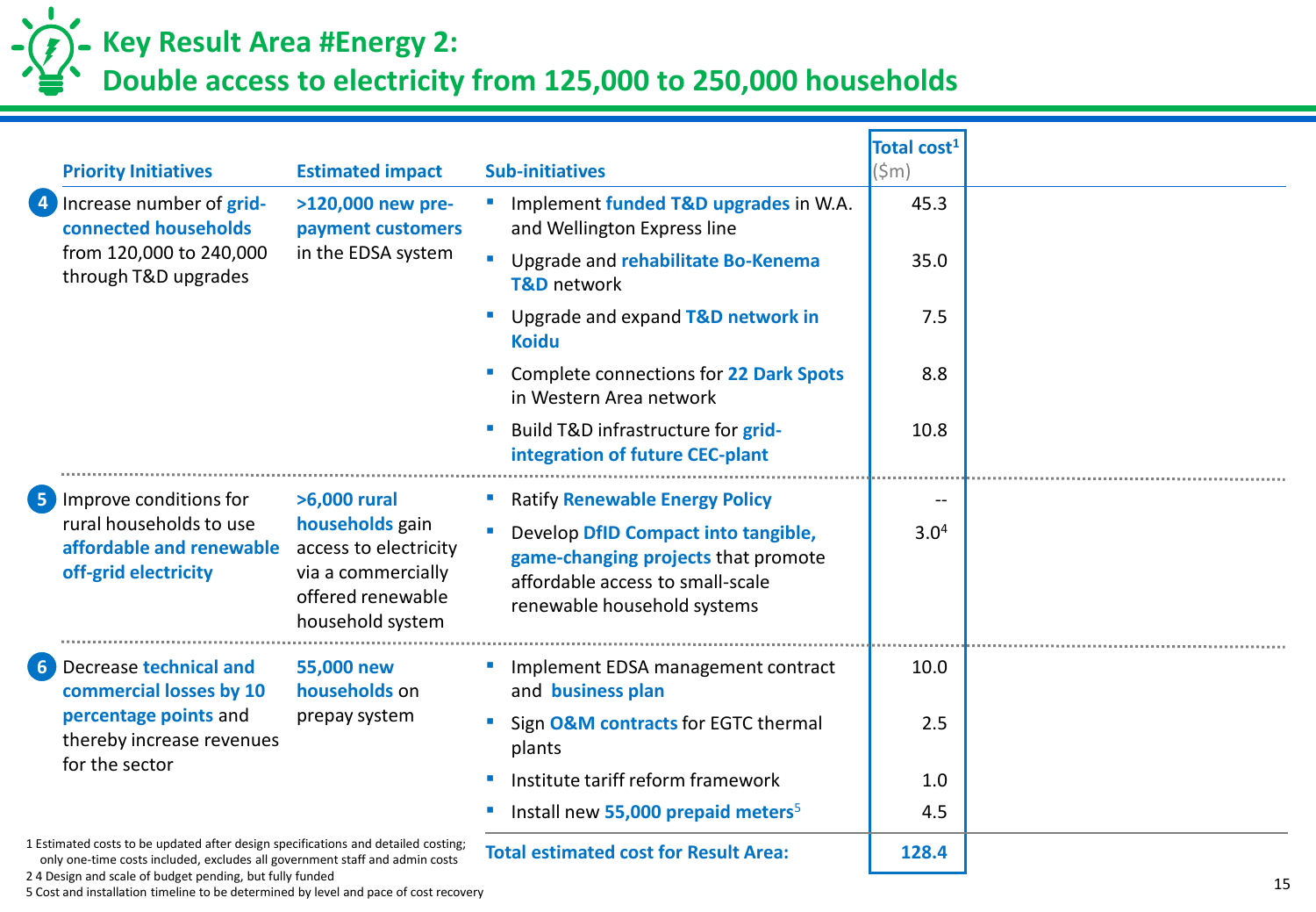# Key Result Area #Energy 2:
# Double access to electricity from 125,000 to 250,000 households

| Priority Initiatives | Estimated impact | Sub-initiatives | Total cost[1] ($m) |
|---|---|---|---|
| 4 Increase number of **grid-connected households** from 120,000 to 240,000 through T&D upgrades | **>120,000 new pre-payment customers** in the EDSA system | Implement **funded T&D upgrades** in W.A. and Wellington Express line | 45.3 |
| | | Upgrade and **rehabilitate Bo-Kenema T&D** network | 35.0 |
| | | Upgrade and expand **T&D network in Koidu** | 7.5 |
| | | Complete connections for **22 Dark Spots** in Western Area network | 8.8 |
| | | Build T&D infrastructure for **grid-integration of future CEC-plant** | 10.8 |
| 5 Improve conditions for rural households to use **affordable and renewable off-grid electricity** | **>6,000 rural households** gain access to electricity via a commercially offered renewable household system | Ratify **Renewable Energy Policy** | -- |
| | | Develop **DfID Compact into tangible, game-changing projects** that promote affordable access to small-scale renewable household systems | 3.0[4] |
| 6 Decrease **technical and commercial losses by 10 percentage points** and thereby increase revenues for the sector | **55,000 new households** on prepay system | Implement EDSA management contract and **business plan** | 10.0 |
| | | Sign **O&M contracts** for EGTC thermal plants | 2.5 |
| | | Institute tariff reform framework | 1.0 |
| | | Install new **55,000 prepaid meters**[5] | 4.5 |
| | | **Total estimated cost for Result Area:** | **128.4** |

1 Estimated costs to be updated after design specifications and detailed costing; only one-time costs included, excludes all government staff and admin costs
2 4 Design and scale of budget pending, but fully funded
5 Cost and installation timeline to be determined by level and pace of cost recovery